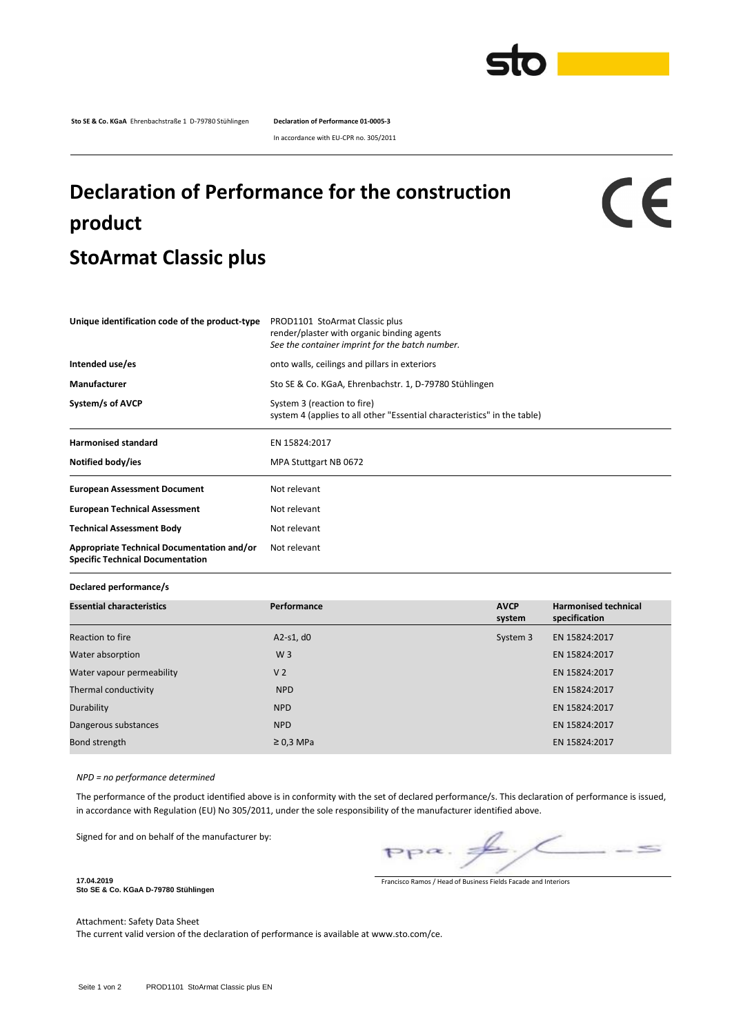**Sto SE & Co. KGaA** Ehrenbachstraße 1 D-79780 Stühlingen

**Declaration of Performance 01-0005-3**

In accordance with EU-CPR no. 305/2011

# Declaration of Performance for the construction product

# StoArmat Classic plus

| | |
|---|---|
| **Unique identification code of the product-type** | PROD1101 StoArmat Classic plus<br>render/plaster with organic binding agents<br>*See the container imprint for the batch number.* |
| **Intended use/es** | onto walls, ceilings and pillars in exteriors |
| **Manufacturer** | Sto SE & Co. KGaA, Ehrenbachstr. 1, D-79780 Stühlingen |
| **System/s of AVCP** | System 3 (reaction to fire)<br>system 4 (applies to all other "Essential characteristics" in the table) |
| **Harmonised standard** | EN 15824:2017 |
| **Notified body/ies** | MPA Stuttgart NB 0672 |
| **European Assessment Document** | Not relevant |
| **European Technical Assessment** | Not relevant |
| **Technical Assessment Body** | Not relevant |
| **Appropriate Technical Documentation and/or Specific Technical Documentation** | Not relevant |

**Declared performance/s**

| Essential characteristics | Performance | AVCP system | Harmonised technical specification |
|---|---|---|---|
| Reaction to fire | A2-s1, d0 | System 3 | EN 15824:2017 |
| Water absorption | W 3 | | EN 15824:2017 |
| Water vapour permeability | V 2 | | EN 15824:2017 |
| Thermal conductivity | NPD | | EN 15824:2017 |
| Durability | NPD | | EN 15824:2017 |
| Dangerous substances | NPD | | EN 15824:2017 |
| Bond strength | ≥ 0,3 MPa | | EN 15824:2017 |

*NPD = no performance determined*

The performance of the product identified above is in conformity with the set of declared performance/s. This declaration of performance is issued, in accordance with Regulation (EU) No 305/2011, under the sole responsibility of the manufacturer identified above.

Signed for and on behalf of the manufacturer by:

**17.04.2019**
**Sto SE & Co. KGaA D-79780 Stühlingen**

Francisco Ramos / Head of Business Fields Facade and Interiors

Attachment: Safety Data Sheet

The current valid version of the declaration of performance is available at www.sto.com/ce.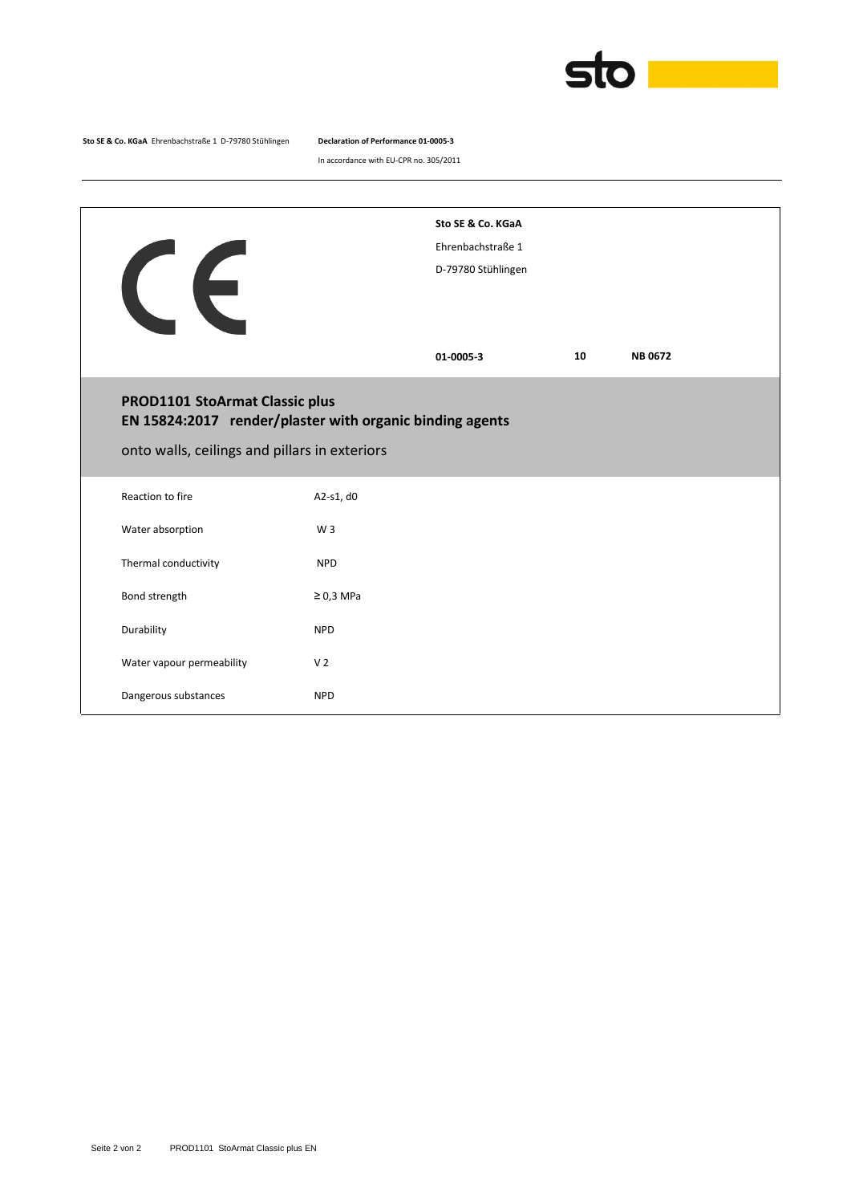**Sto SE & Co. KGaA** Ehrenbachstraße 1 D-79780 Stühlingen **Declaration of Performance 01-0005-3**

In accordance with EU-CPR no. 305/2011

CE

**Sto SE & Co. KGaA**
Ehrenbachstraße 1
D-79780 Stühlingen

**01-0005-3** **10** **NB 0672**

**PROD1101 StoArmat Classic plus**
**EN 15824:2017 render/plaster with organic binding agents**

onto walls, ceilings and pillars in exteriors

| | |
|---|---|
| Reaction to fire | A2-s1, d0 |
| Water absorption | W 3 |
| Thermal conductivity | NPD |
| Bond strength | ≥ 0,3 MPa |
| Durability | NPD |
| Water vapour permeability | V 2 |
| Dangerous substances | NPD |